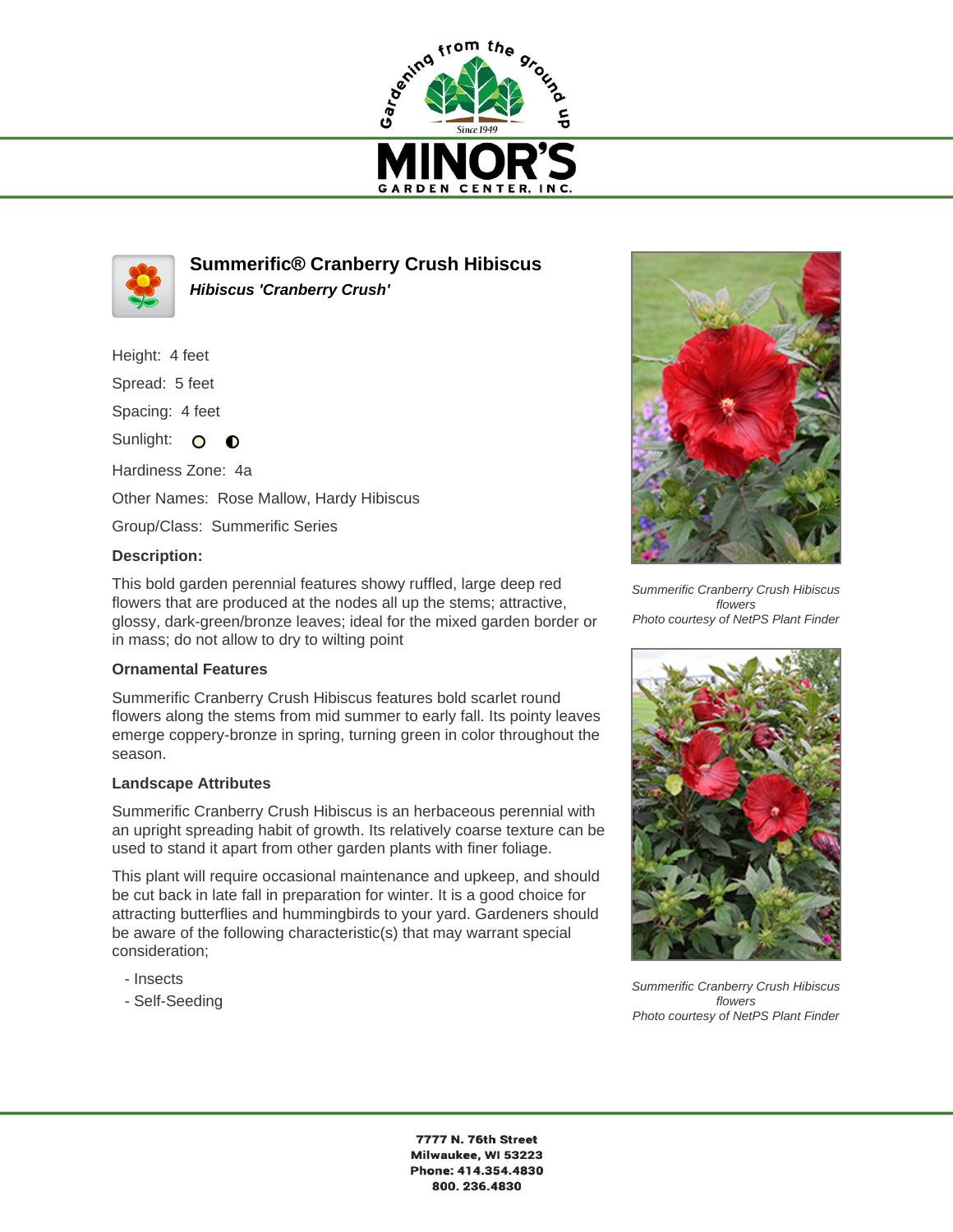# Summerific® Cranberry Crush Hibiscus

***Hibiscus 'Cranberry Crush'***

Height: 4 feet

Spread: 5 feet

Spacing: 4 feet

Sunlight:

Hardiness Zone: 4a

Other Names: Rose Mallow, Hardy Hibiscus

Group/Class: Summerific Series

**Description:**

This bold garden perennial features showy ruffled, large deep red flowers that are produced at the nodes all up the stems; attractive, glossy, dark-green/bronze leaves; ideal for the mixed garden border or in mass; do not allow to dry to wilting point

**Ornamental Features**

Summerific Cranberry Crush Hibiscus features bold scarlet round flowers along the stems from mid summer to early fall. Its pointy leaves emerge coppery-bronze in spring, turning green in color throughout the season.

**Landscape Attributes**

Summerific Cranberry Crush Hibiscus is an herbaceous perennial with an upright spreading habit of growth. Its relatively coarse texture can be used to stand it apart from other garden plants with finer foliage.

This plant will require occasional maintenance and upkeep, and should be cut back in late fall in preparation for winter. It is a good choice for attracting butterflies and hummingbirds to your yard. Gardeners should be aware of the following characteristic(s) that may warrant special consideration;

- Insects
- Self-Seeding

*Summerific Cranberry Crush Hibiscus flowers*
*Photo courtesy of NetPS Plant Finder*

*Summerific Cranberry Crush Hibiscus flowers*
*Photo courtesy of NetPS Plant Finder*

**7777 N. 76th Street**
**Milwaukee, WI 53223**
**Phone: 414.354.4830**
**800. 236.4830**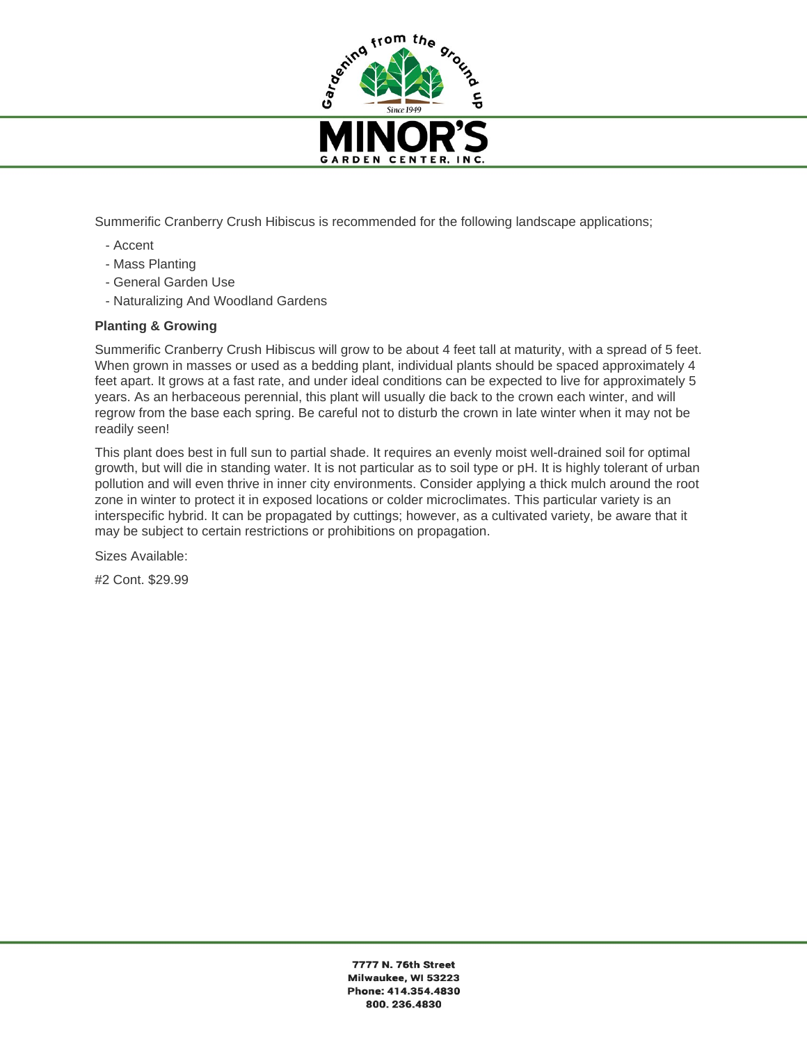Summerific Cranberry Crush Hibiscus is recommended for the following landscape applications;

- Accent
- Mass Planting
- General Garden Use
- Naturalizing And Woodland Gardens

**Planting & Growing**

Summerific Cranberry Crush Hibiscus will grow to be about 4 feet tall at maturity, with a spread of 5 feet. When grown in masses or used as a bedding plant, individual plants should be spaced approximately 4 feet apart. It grows at a fast rate, and under ideal conditions can be expected to live for approximately 5 years. As an herbaceous perennial, this plant will usually die back to the crown each winter, and will regrow from the base each spring. Be careful not to disturb the crown in late winter when it may not be readily seen!

This plant does best in full sun to partial shade. It requires an evenly moist well-drained soil for optimal growth, but will die in standing water. It is not particular as to soil type or pH. It is highly tolerant of urban pollution and will even thrive in inner city environments. Consider applying a thick mulch around the root zone in winter to protect it in exposed locations or colder microclimates. This particular variety is an interspecific hybrid. It can be propagated by cuttings; however, as a cultivated variety, be aware that it may be subject to certain restrictions or prohibitions on propagation.

Sizes Available:

#2 Cont. $29.99